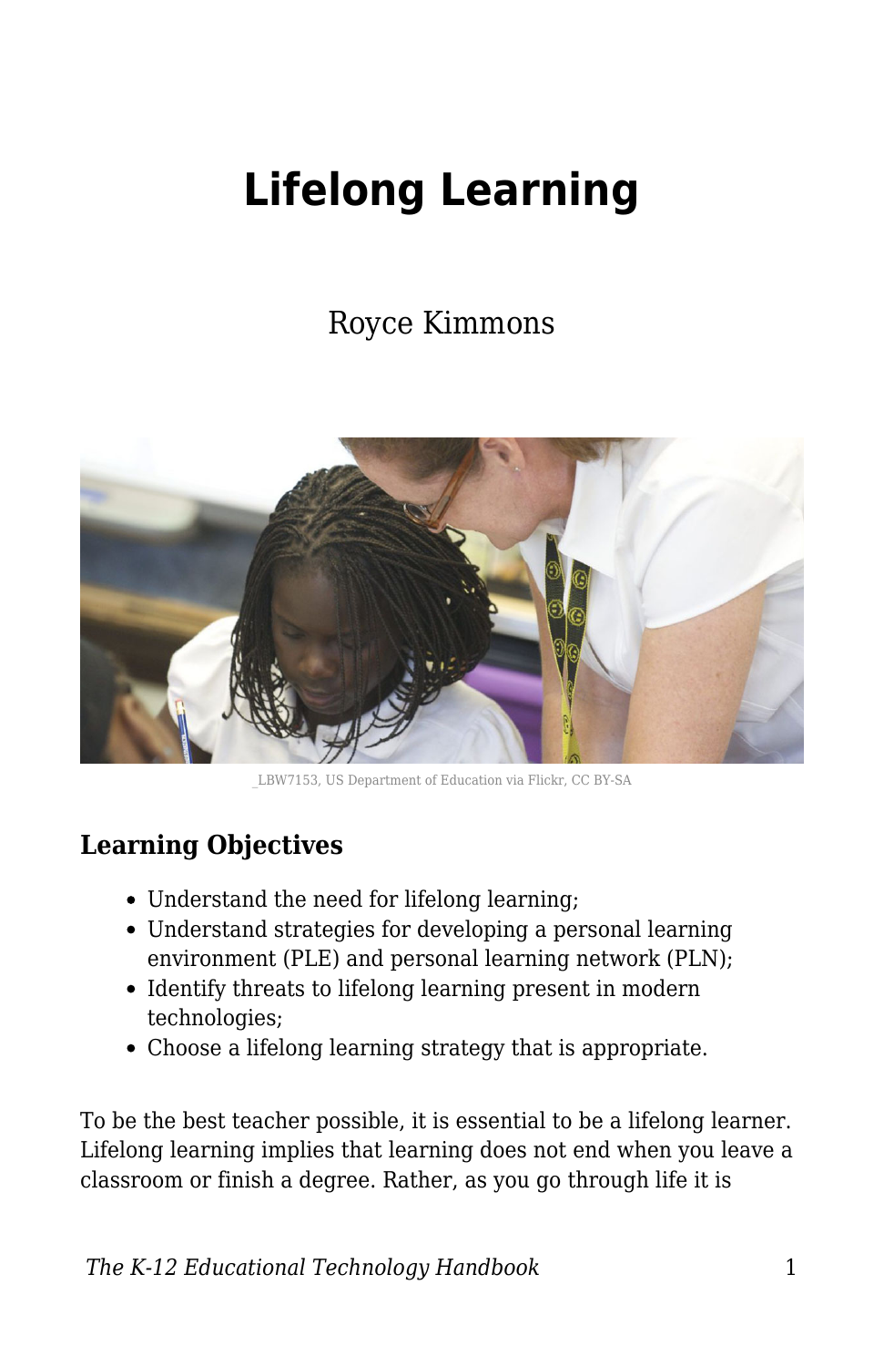# Lifelong Learning

Royce Kimmons

_LBW7153, US Department of Education via Flickr, CC BY-SA

### Learning Objectives

- Understand the need for lifelong learning;
- Understand strategies for developing a personal learning environment (PLE) and personal learning network (PLN);
- Identify threats to lifelong learning present in modern technologies;
- Choose a lifelong learning strategy that is appropriate.

To be the best teacher possible, it is essential to be a lifelong learner. Lifelong learning implies that learning does not end when you leave a classroom or finish a degree. Rather, as you go through life it is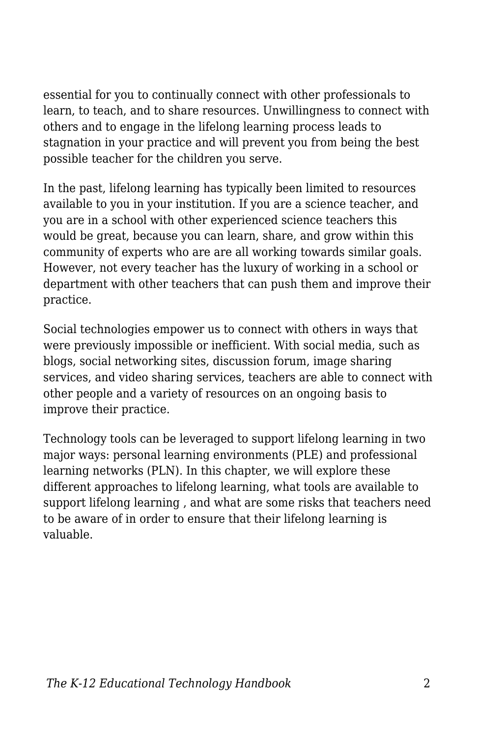essential for you to continually connect with other professionals to learn, to teach, and to share resources. Unwillingness to connect with others and to engage in the lifelong learning process leads to stagnation in your practice and will prevent you from being the best possible teacher for the children you serve.

In the past, lifelong learning has typically been limited to resources available to you in your institution. If you are a science teacher, and you are in a school with other experienced science teachers this would be great, because you can learn, share, and grow within this community of experts who are are all working towards similar goals. However, not every teacher has the luxury of working in a school or department with other teachers that can push them and improve their practice.

Social technologies empower us to connect with others in ways that were previously impossible or inefficient. With social media, such as blogs, social networking sites, discussion forum, image sharing services, and video sharing services, teachers are able to connect with other people and a variety of resources on an ongoing basis to improve their practice.

Technology tools can be leveraged to support lifelong learning in two major ways: personal learning environments (PLE) and professional learning networks (PLN). In this chapter, we will explore these different approaches to lifelong learning, what tools are available to support lifelong learning , and what are some risks that teachers need to be aware of in order to ensure that their lifelong learning is valuable.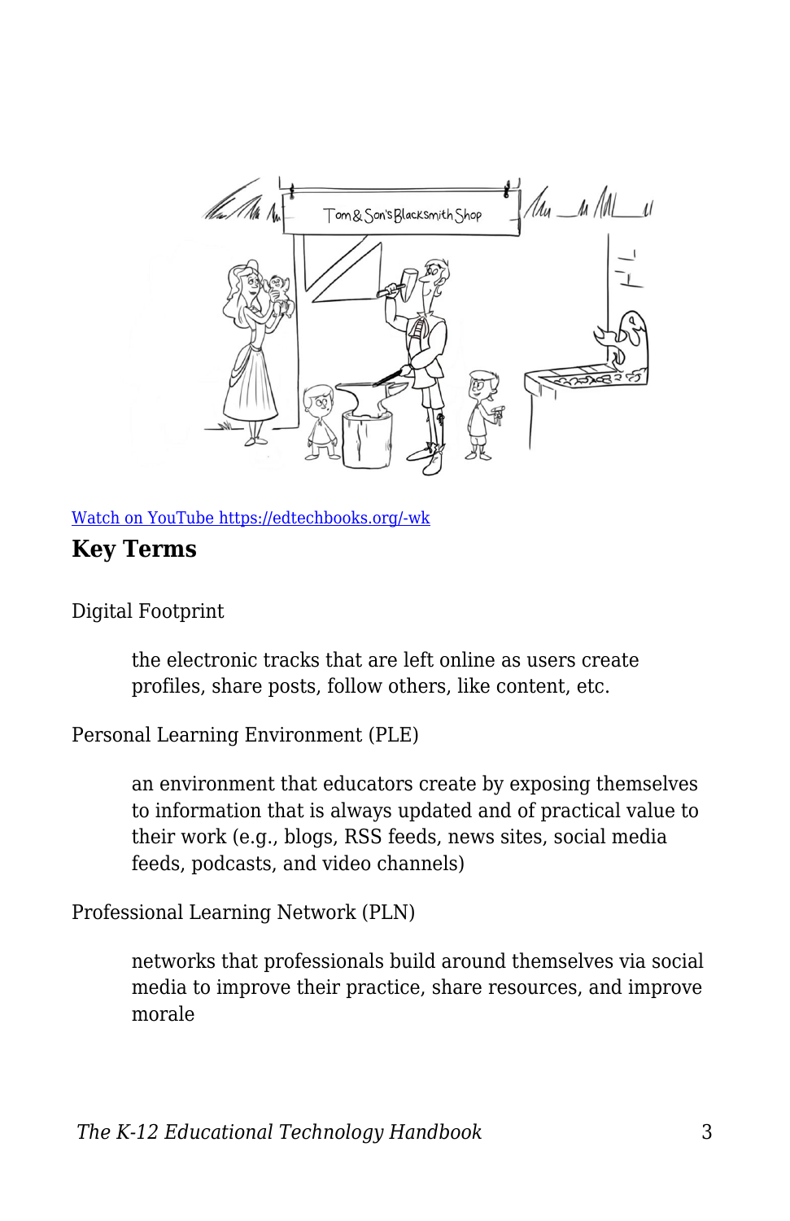[Watch on YouTube https://edtechbooks.org/-wk](https://edtechbooks.org/-wk)

### Key Terms

Digital Footprint

> the electronic tracks that are left online as users create profiles, share posts, follow others, like content, etc.

Personal Learning Environment (PLE)

> an environment that educators create by exposing themselves to information that is always updated and of practical value to their work (e.g., blogs, RSS feeds, news sites, social media feeds, podcasts, and video channels)

Professional Learning Network (PLN)

> networks that professionals build around themselves via social media to improve their practice, share resources, and improve morale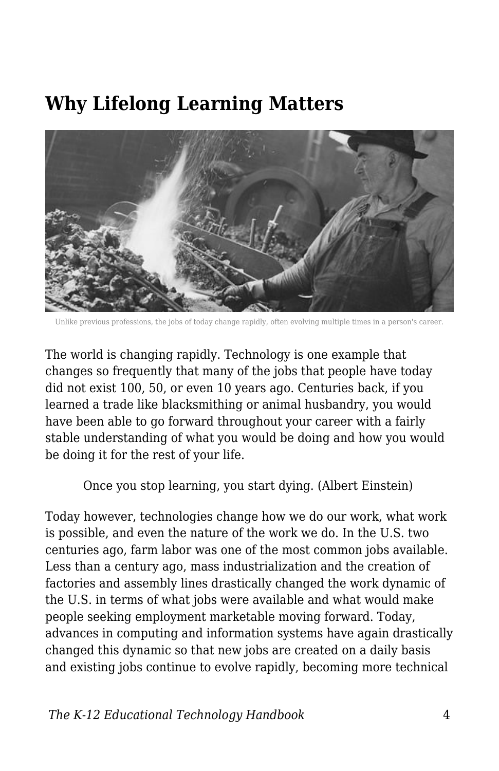## Why Lifelong Learning Matters

Unlike previous professions, the jobs of today change rapidly, often evolving multiple times in a person's career.

The world is changing rapidly. Technology is one example that changes so frequently that many of the jobs that people have today did not exist 100, 50, or even 10 years ago. Centuries back, if you learned a trade like blacksmithing or animal husbandry, you would have been able to go forward throughout your career with a fairly stable understanding of what you would be doing and how you would be doing it for the rest of your life.

> Once you stop learning, you start dying. (Albert Einstein)

Today however, technologies change how we do our work, what work is possible, and even the nature of the work we do. In the U.S. two centuries ago, farm labor was one of the most common jobs available. Less than a century ago, mass industrialization and the creation of factories and assembly lines drastically changed the work dynamic of the U.S. in terms of what jobs were available and what would make people seeking employment marketable moving forward. Today, advances in computing and information systems have again drastically changed this dynamic so that new jobs are created on a daily basis and existing jobs continue to evolve rapidly, becoming more technical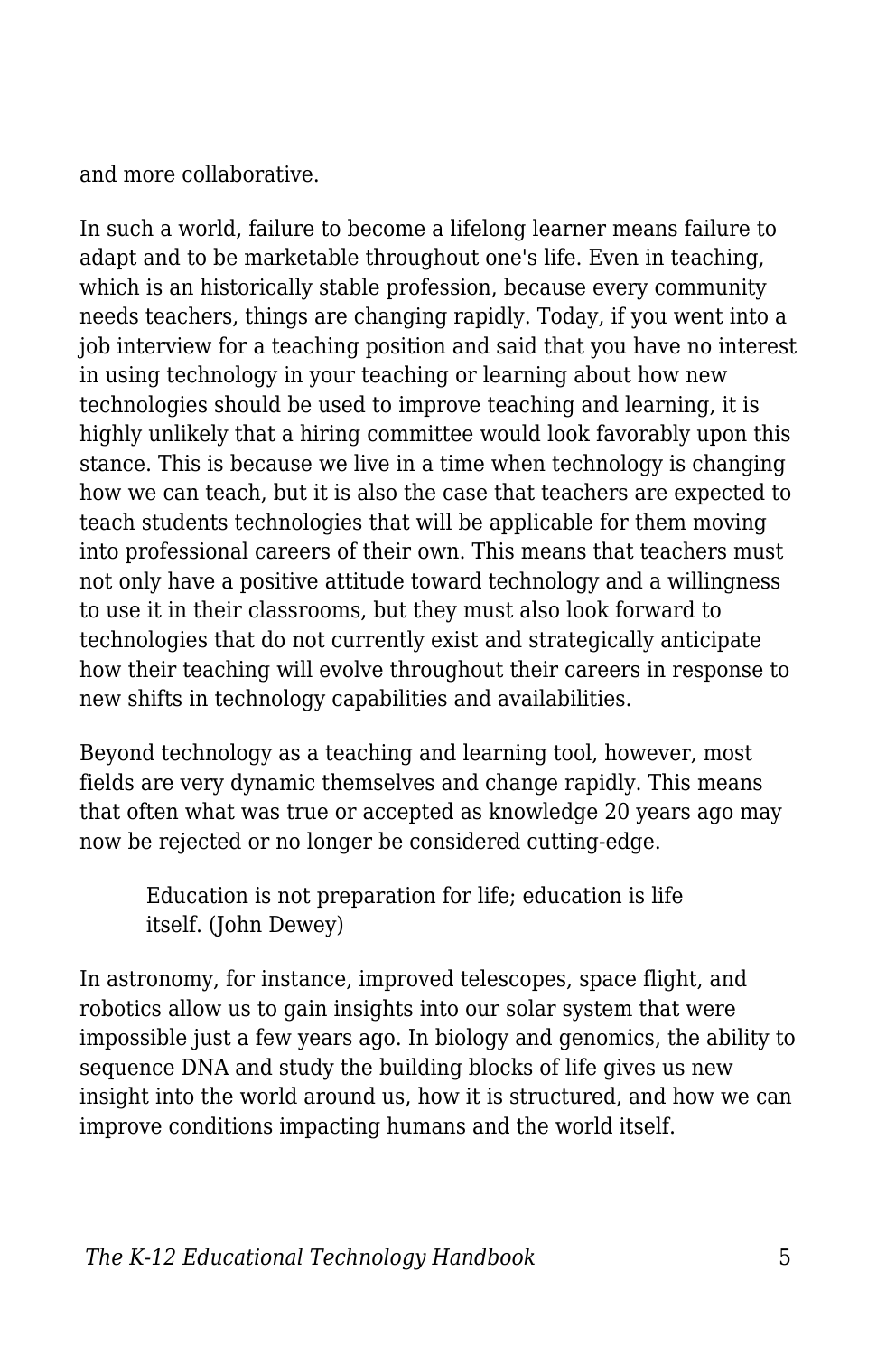and more collaborative.

In such a world, failure to become a lifelong learner means failure to adapt and to be marketable throughout one's life. Even in teaching, which is an historically stable profession, because every community needs teachers, things are changing rapidly. Today, if you went into a job interview for a teaching position and said that you have no interest in using technology in your teaching or learning about how new technologies should be used to improve teaching and learning, it is highly unlikely that a hiring committee would look favorably upon this stance. This is because we live in a time when technology is changing how we can teach, but it is also the case that teachers are expected to teach students technologies that will be applicable for them moving into professional careers of their own. This means that teachers must not only have a positive attitude toward technology and a willingness to use it in their classrooms, but they must also look forward to technologies that do not currently exist and strategically anticipate how their teaching will evolve throughout their careers in response to new shifts in technology capabilities and availabilities.

Beyond technology as a teaching and learning tool, however, most fields are very dynamic themselves and change rapidly. This means that often what was true or accepted as knowledge 20 years ago may now be rejected or no longer be considered cutting-edge.

> Education is not preparation for life; education is life itself. (John Dewey)

In astronomy, for instance, improved telescopes, space flight, and robotics allow us to gain insights into our solar system that were impossible just a few years ago. In biology and genomics, the ability to sequence DNA and study the building blocks of life gives us new insight into the world around us, how it is structured, and how we can improve conditions impacting humans and the world itself.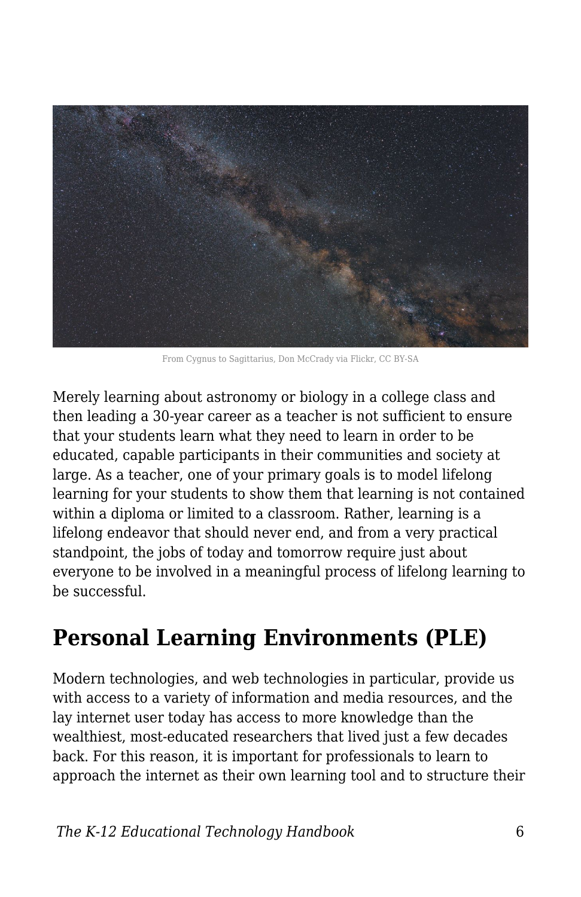From Cygnus to Sagittarius, Don McCrady via Flickr, CC BY-SA

Merely learning about astronomy or biology in a college class and then leading a 30-year career as a teacher is not sufficient to ensure that your students learn what they need to learn in order to be educated, capable participants in their communities and society at large. As a teacher, one of your primary goals is to model lifelong learning for your students to show them that learning is not contained within a diploma or limited to a classroom. Rather, learning is a lifelong endeavor that should never end, and from a very practical standpoint, the jobs of today and tomorrow require just about everyone to be involved in a meaningful process of lifelong learning to be successful.

## Personal Learning Environments (PLE)

Modern technologies, and web technologies in particular, provide us with access to a variety of information and media resources, and the lay internet user today has access to more knowledge than the wealthiest, most-educated researchers that lived just a few decades back. For this reason, it is important for professionals to learn to approach the internet as their own learning tool and to structure their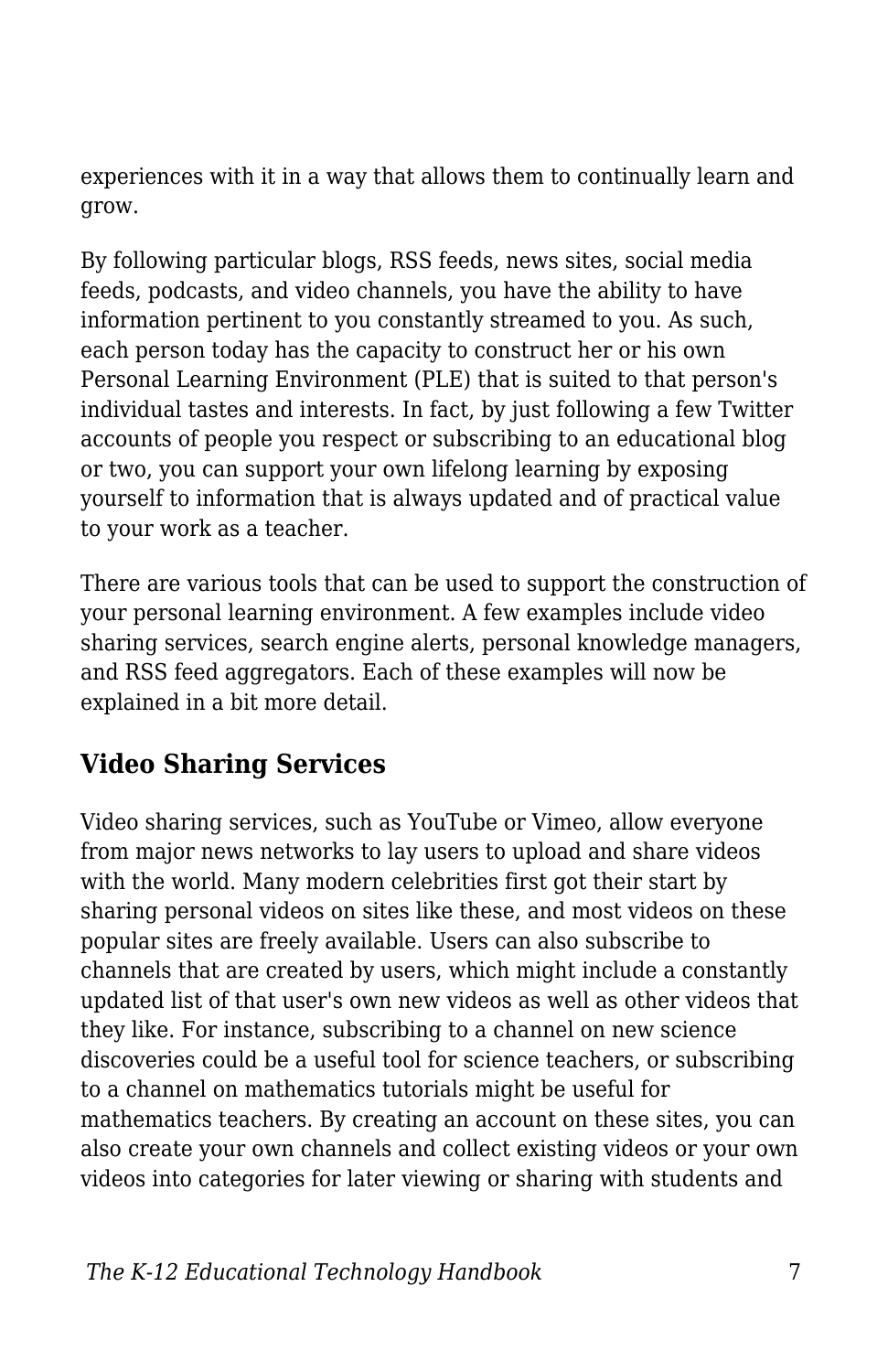experiences with it in a way that allows them to continually learn and grow.

By following particular blogs, RSS feeds, news sites, social media feeds, podcasts, and video channels, you have the ability to have information pertinent to you constantly streamed to you. As such, each person today has the capacity to construct her or his own Personal Learning Environment (PLE) that is suited to that person's individual tastes and interests. In fact, by just following a few Twitter accounts of people you respect or subscribing to an educational blog or two, you can support your own lifelong learning by exposing yourself to information that is always updated and of practical value to your work as a teacher.

There are various tools that can be used to support the construction of your personal learning environment. A few examples include video sharing services, search engine alerts, personal knowledge managers, and RSS feed aggregators. Each of these examples will now be explained in a bit more detail.

## Video Sharing Services

Video sharing services, such as YouTube or Vimeo, allow everyone from major news networks to lay users to upload and share videos with the world. Many modern celebrities first got their start by sharing personal videos on sites like these, and most videos on these popular sites are freely available. Users can also subscribe to channels that are created by users, which might include a constantly updated list of that user's own new videos as well as other videos that they like. For instance, subscribing to a channel on new science discoveries could be a useful tool for science teachers, or subscribing to a channel on mathematics tutorials might be useful for mathematics teachers. By creating an account on these sites, you can also create your own channels and collect existing videos or your own videos into categories for later viewing or sharing with students and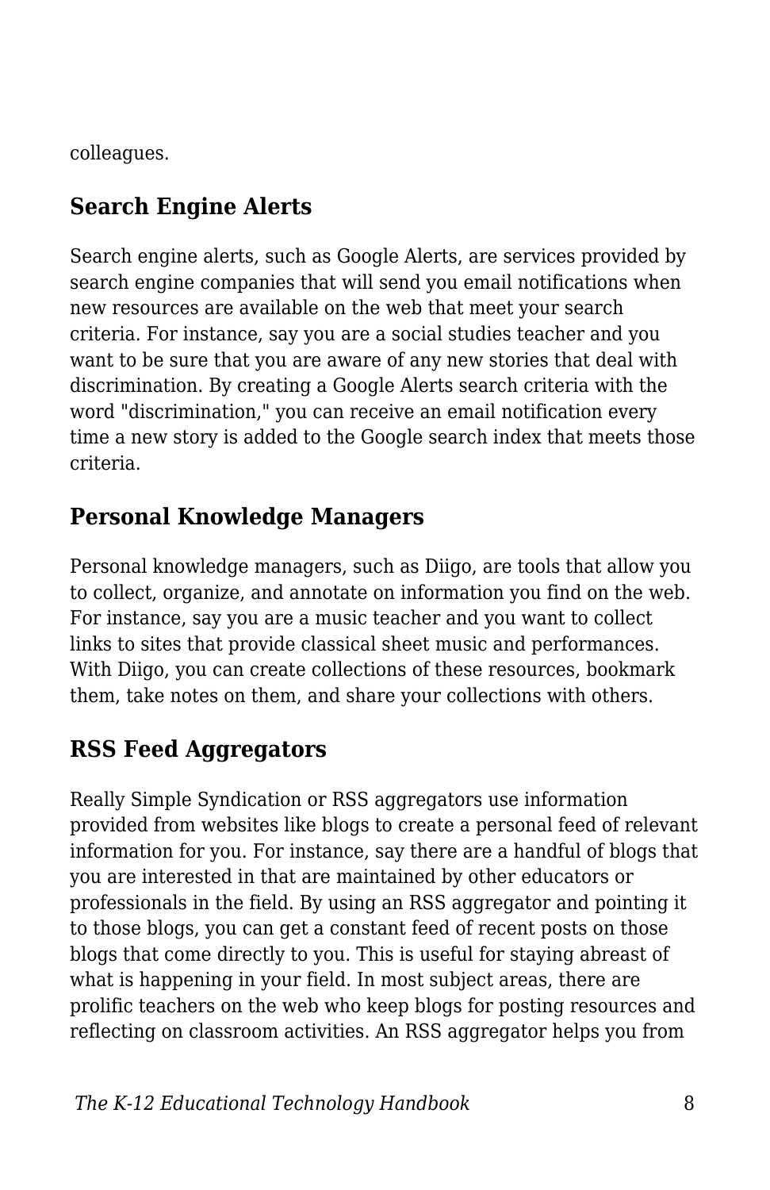colleagues.

## Search Engine Alerts

Search engine alerts, such as Google Alerts, are services provided by search engine companies that will send you email notifications when new resources are available on the web that meet your search criteria. For instance, say you are a social studies teacher and you want to be sure that you are aware of any new stories that deal with discrimination. By creating a Google Alerts search criteria with the word "discrimination," you can receive an email notification every time a new story is added to the Google search index that meets those criteria.

## Personal Knowledge Managers

Personal knowledge managers, such as Diigo, are tools that allow you to collect, organize, and annotate on information you find on the web. For instance, say you are a music teacher and you want to collect links to sites that provide classical sheet music and performances. With Diigo, you can create collections of these resources, bookmark them, take notes on them, and share your collections with others.

## RSS Feed Aggregators

Really Simple Syndication or RSS aggregators use information provided from websites like blogs to create a personal feed of relevant information for you. For instance, say there are a handful of blogs that you are interested in that are maintained by other educators or professionals in the field. By using an RSS aggregator and pointing it to those blogs, you can get a constant feed of recent posts on those blogs that come directly to you. This is useful for staying abreast of what is happening in your field. In most subject areas, there are prolific teachers on the web who keep blogs for posting resources and reflecting on classroom activities. An RSS aggregator helps you from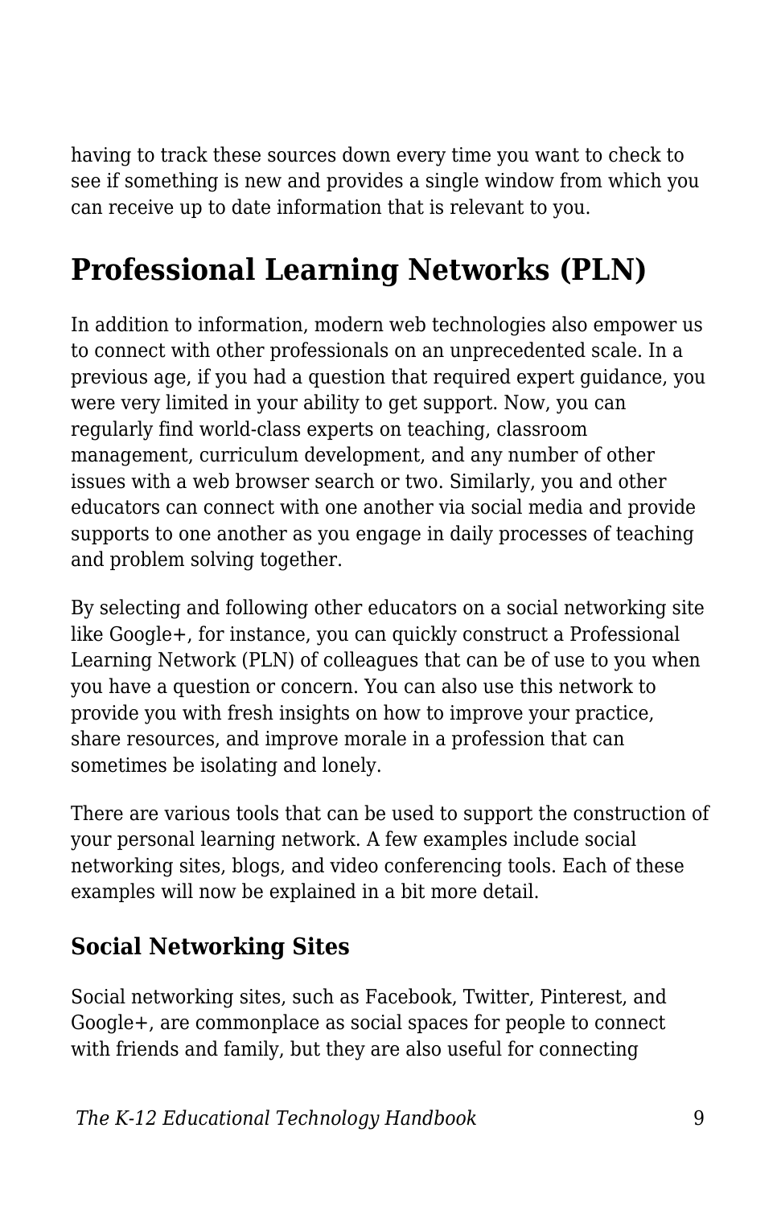having to track these sources down every time you want to check to see if something is new and provides a single window from which you can receive up to date information that is relevant to you.

## Professional Learning Networks (PLN)

In addition to information, modern web technologies also empower us to connect with other professionals on an unprecedented scale. In a previous age, if you had a question that required expert guidance, you were very limited in your ability to get support. Now, you can regularly find world-class experts on teaching, classroom management, curriculum development, and any number of other issues with a web browser search or two. Similarly, you and other educators can connect with one another via social media and provide supports to one another as you engage in daily processes of teaching and problem solving together.

By selecting and following other educators on a social networking site like Google+, for instance, you can quickly construct a Professional Learning Network (PLN) of colleagues that can be of use to you when you have a question or concern. You can also use this network to provide you with fresh insights on how to improve your practice, share resources, and improve morale in a profession that can sometimes be isolating and lonely.

There are various tools that can be used to support the construction of your personal learning network. A few examples include social networking sites, blogs, and video conferencing tools. Each of these examples will now be explained in a bit more detail.

### Social Networking Sites

Social networking sites, such as Facebook, Twitter, Pinterest, and Google+, are commonplace as social spaces for people to connect with friends and family, but they are also useful for connecting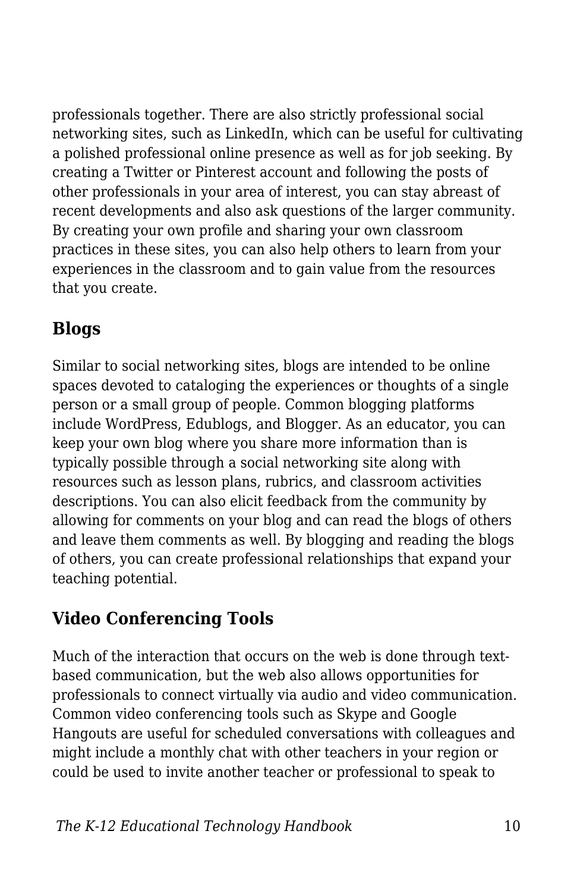professionals together. There are also strictly professional social networking sites, such as LinkedIn, which can be useful for cultivating a polished professional online presence as well as for job seeking. By creating a Twitter or Pinterest account and following the posts of other professionals in your area of interest, you can stay abreast of recent developments and also ask questions of the larger community. By creating your own profile and sharing your own classroom practices in these sites, you can also help others to learn from your experiences in the classroom and to gain value from the resources that you create.

## Blogs

Similar to social networking sites, blogs are intended to be online spaces devoted to cataloging the experiences or thoughts of a single person or a small group of people. Common blogging platforms include WordPress, Edublogs, and Blogger. As an educator, you can keep your own blog where you share more information than is typically possible through a social networking site along with resources such as lesson plans, rubrics, and classroom activities descriptions. You can also elicit feedback from the community by allowing for comments on your blog and can read the blogs of others and leave them comments as well. By blogging and reading the blogs of others, you can create professional relationships that expand your teaching potential.

## Video Conferencing Tools

Much of the interaction that occurs on the web is done through text-based communication, but the web also allows opportunities for professionals to connect virtually via audio and video communication. Common video conferencing tools such as Skype and Google Hangouts are useful for scheduled conversations with colleagues and might include a monthly chat with other teachers in your region or could be used to invite another teacher or professional to speak to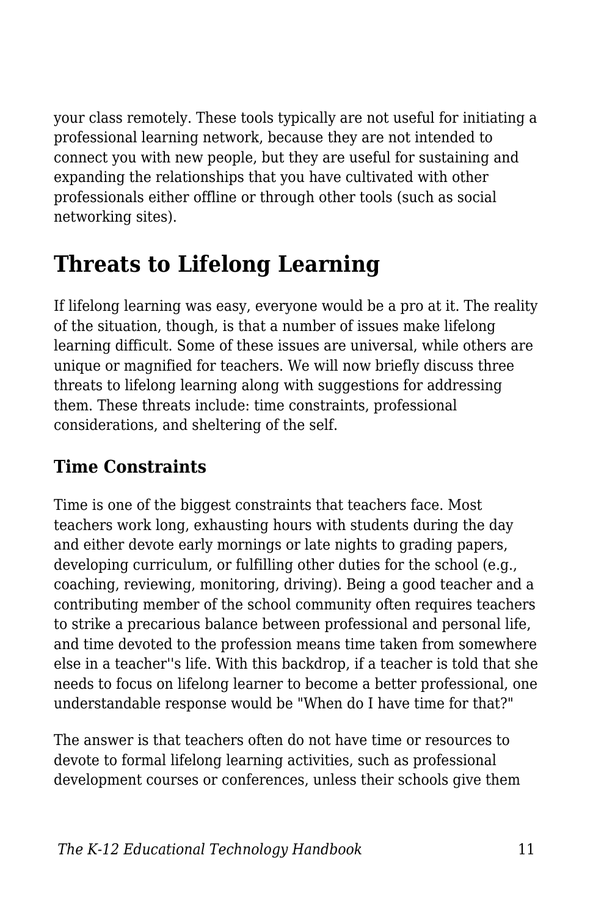your class remotely. These tools typically are not useful for initiating a professional learning network, because they are not intended to connect you with new people, but they are useful for sustaining and expanding the relationships that you have cultivated with other professionals either offline or through other tools (such as social networking sites).

## Threats to Lifelong Learning

If lifelong learning was easy, everyone would be a pro at it. The reality of the situation, though, is that a number of issues make lifelong learning difficult. Some of these issues are universal, while others are unique or magnified for teachers. We will now briefly discuss three threats to lifelong learning along with suggestions for addressing them. These threats include: time constraints, professional considerations, and sheltering of the self.

### Time Constraints

Time is one of the biggest constraints that teachers face. Most teachers work long, exhausting hours with students during the day and either devote early mornings or late nights to grading papers, developing curriculum, or fulfilling other duties for the school (e.g., coaching, reviewing, monitoring, driving). Being a good teacher and a contributing member of the school community often requires teachers to strike a precarious balance between professional and personal life, and time devoted to the profession means time taken from somewhere else in a teacher''s life. With this backdrop, if a teacher is told that she needs to focus on lifelong learner to become a better professional, one understandable response would be "When do I have time for that?"

The answer is that teachers often do not have time or resources to devote to formal lifelong learning activities, such as professional development courses or conferences, unless their schools give them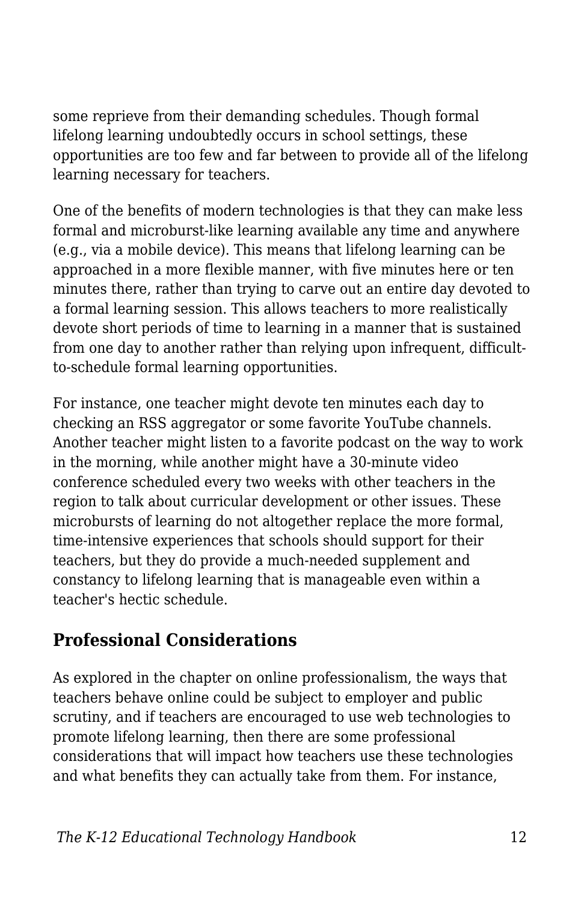some reprieve from their demanding schedules. Though formal lifelong learning undoubtedly occurs in school settings, these opportunities are too few and far between to provide all of the lifelong learning necessary for teachers.

One of the benefits of modern technologies is that they can make less formal and microburst-like learning available any time and anywhere (e.g., via a mobile device). This means that lifelong learning can be approached in a more flexible manner, with five minutes here or ten minutes there, rather than trying to carve out an entire day devoted to a formal learning session. This allows teachers to more realistically devote short periods of time to learning in a manner that is sustained from one day to another rather than relying upon infrequent, difficult-to-schedule formal learning opportunities.

For instance, one teacher might devote ten minutes each day to checking an RSS aggregator or some favorite YouTube channels. Another teacher might listen to a favorite podcast on the way to work in the morning, while another might have a 30-minute video conference scheduled every two weeks with other teachers in the region to talk about curricular development or other issues. These microbursts of learning do not altogether replace the more formal, time-intensive experiences that schools should support for their teachers, but they do provide a much-needed supplement and constancy to lifelong learning that is manageable even within a teacher's hectic schedule.

## Professional Considerations

As explored in the chapter on online professionalism, the ways that teachers behave online could be subject to employer and public scrutiny, and if teachers are encouraged to use web technologies to promote lifelong learning, then there are some professional considerations that will impact how teachers use these technologies and what benefits they can actually take from them. For instance,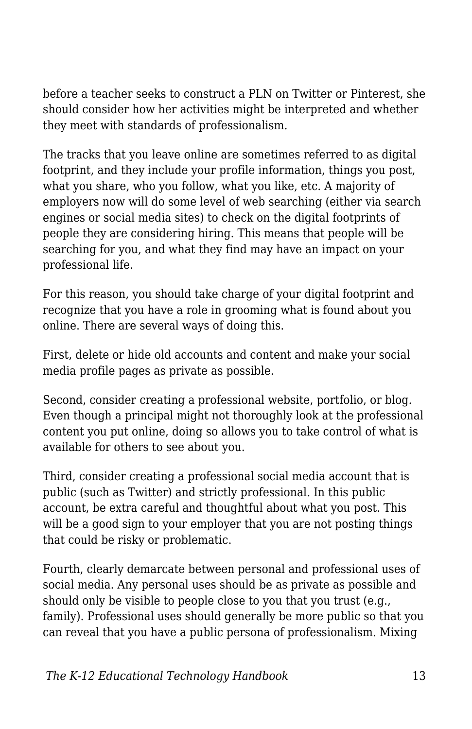before a teacher seeks to construct a PLN on Twitter or Pinterest, she should consider how her activities might be interpreted and whether they meet with standards of professionalism.

The tracks that you leave online are sometimes referred to as digital footprint, and they include your profile information, things you post, what you share, who you follow, what you like, etc. A majority of employers now will do some level of web searching (either via search engines or social media sites) to check on the digital footprints of people they are considering hiring. This means that people will be searching for you, and what they find may have an impact on your professional life.

For this reason, you should take charge of your digital footprint and recognize that you have a role in grooming what is found about you online. There are several ways of doing this.

First, delete or hide old accounts and content and make your social media profile pages as private as possible.

Second, consider creating a professional website, portfolio, or blog. Even though a principal might not thoroughly look at the professional content you put online, doing so allows you to take control of what is available for others to see about you.

Third, consider creating a professional social media account that is public (such as Twitter) and strictly professional. In this public account, be extra careful and thoughtful about what you post. This will be a good sign to your employer that you are not posting things that could be risky or problematic.

Fourth, clearly demarcate between personal and professional uses of social media. Any personal uses should be as private as possible and should only be visible to people close to you that you trust (e.g., family). Professional uses should generally be more public so that you can reveal that you have a public persona of professionalism. Mixing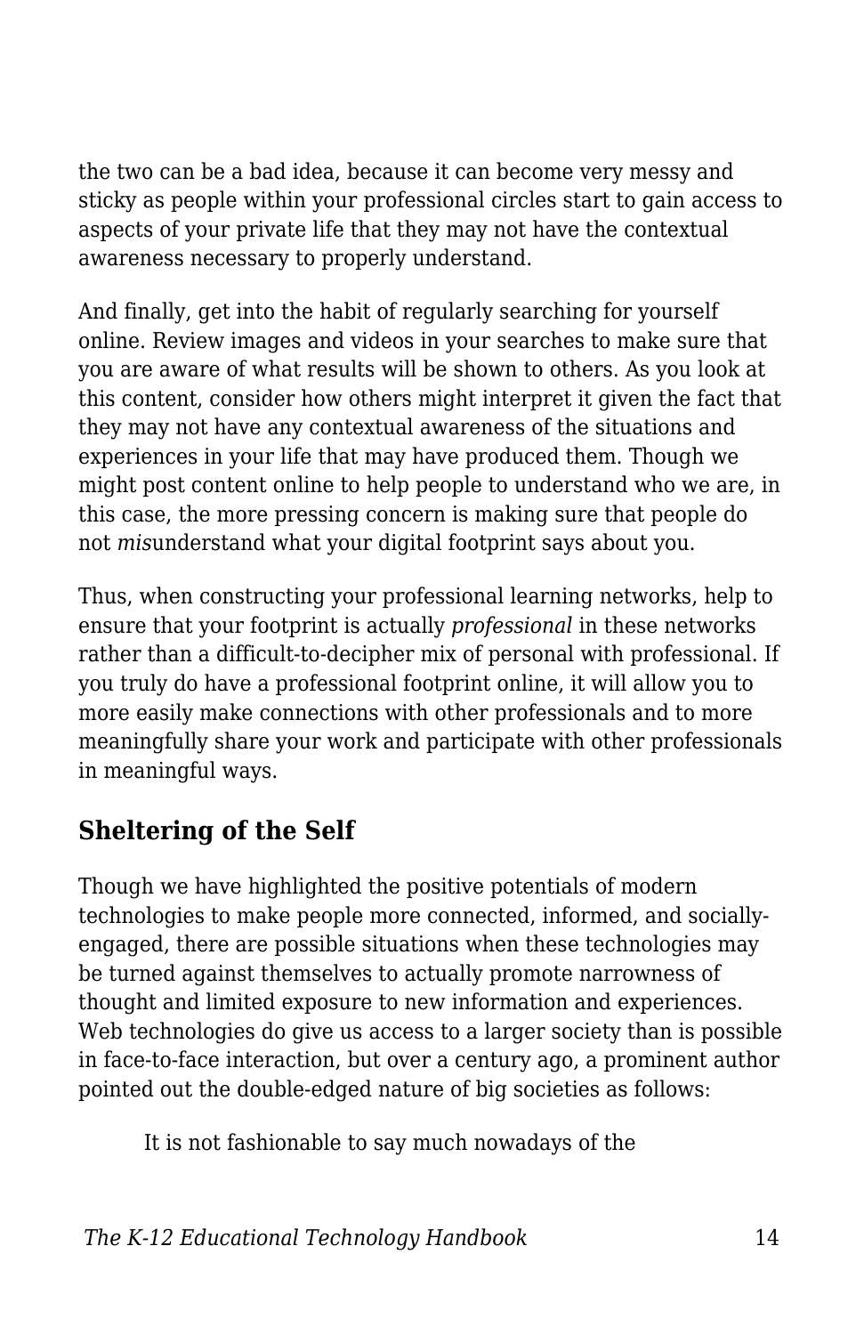the two can be a bad idea, because it can become very messy and sticky as people within your professional circles start to gain access to aspects of your private life that they may not have the contextual awareness necessary to properly understand.

And finally, get into the habit of regularly searching for yourself online. Review images and videos in your searches to make sure that you are aware of what results will be shown to others. As you look at this content, consider how others might interpret it given the fact that they may not have any contextual awareness of the situations and experiences in your life that may have produced them. Though we might post content online to help people to understand who we are, in this case, the more pressing concern is making sure that people do not *mis*understand what your digital footprint says about you.

Thus, when constructing your professional learning networks, help to ensure that your footprint is actually *professional* in these networks rather than a difficult-to-decipher mix of personal with professional. If you truly do have a professional footprint online, it will allow you to more easily make connections with other professionals and to more meaningfully share your work and participate with other professionals in meaningful ways.

## Sheltering of the Self

Though we have highlighted the positive potentials of modern technologies to make people more connected, informed, and socially-engaged, there are possible situations when these technologies may be turned against themselves to actually promote narrowness of thought and limited exposure to new information and experiences. Web technologies do give us access to a larger society than is possible in face-to-face interaction, but over a century ago, a prominent author pointed out the double-edged nature of big societies as follows:

> It is not fashionable to say much nowadays of the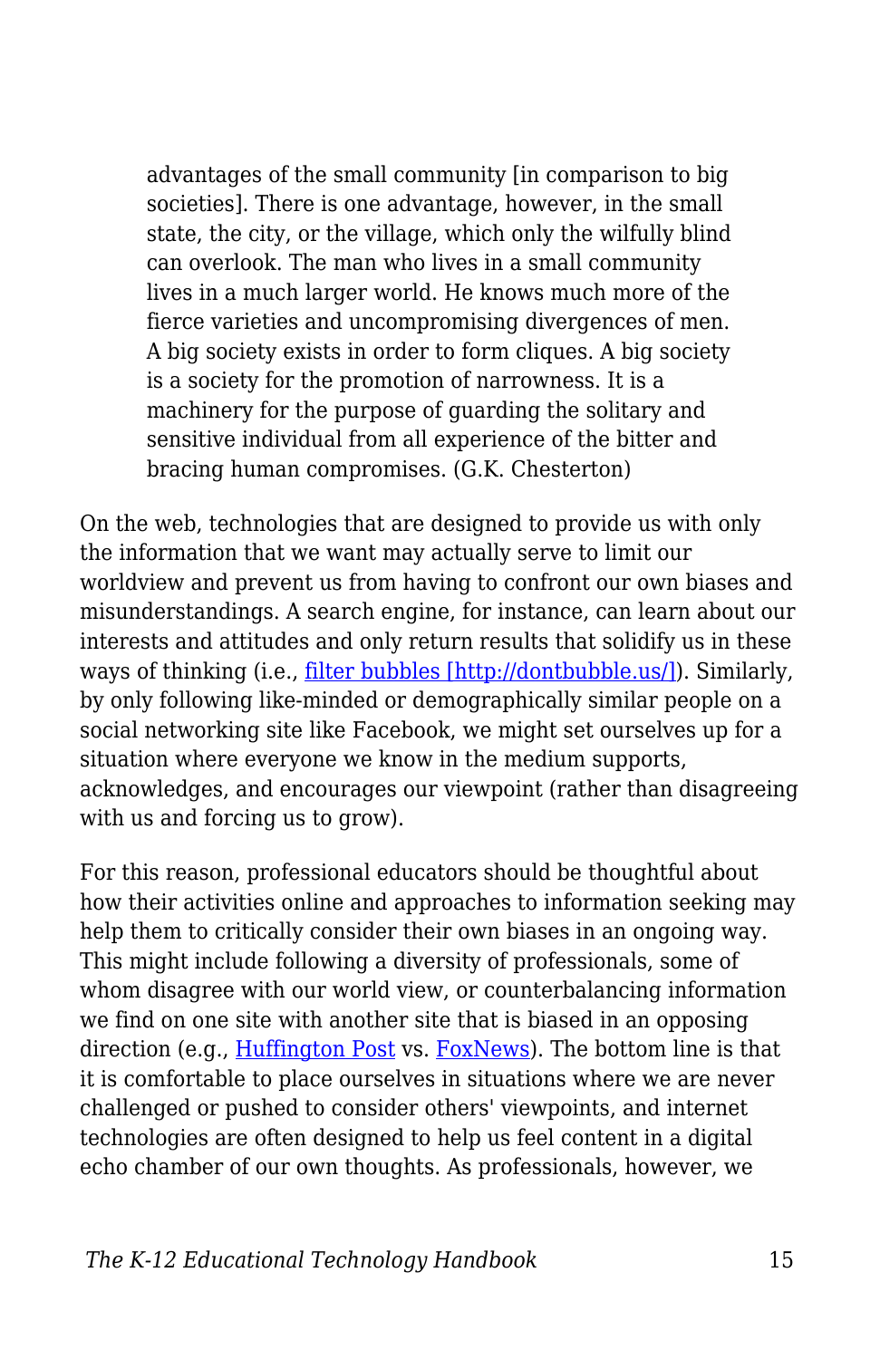> advantages of the small community [in comparison to big societies]. There is one advantage, however, in the small state, the city, or the village, which only the wilfully blind can overlook. The man who lives in a small community lives in a much larger world. He knows much more of the fierce varieties and uncompromising divergences of men. A big society exists in order to form cliques. A big society is a society for the promotion of narrowness. It is a machinery for the purpose of guarding the solitary and sensitive individual from all experience of the bitter and bracing human compromises. (G.K. Chesterton)

On the web, technologies that are designed to provide us with only the information that we want may actually serve to limit our worldview and prevent us from having to confront our own biases and misunderstandings. A search engine, for instance, can learn about our interests and attitudes and only return results that solidify us in these ways of thinking (i.e., [filter bubbles [http://dontbubble.us/]](http://dontbubble.us/)). Similarly, by only following like-minded or demographically similar people on a social networking site like Facebook, we might set ourselves up for a situation where everyone we know in the medium supports, acknowledges, and encourages our viewpoint (rather than disagreeing with us and forcing us to grow).

For this reason, professional educators should be thoughtful about how their activities online and approaches to information seeking may help them to critically consider their own biases in an ongoing way. This might include following a diversity of professionals, some of whom disagree with our world view, or counterbalancing information we find on one site with another site that is biased in an opposing direction (e.g., Huffington Post vs. FoxNews). The bottom line is that it is comfortable to place ourselves in situations where we are never challenged or pushed to consider others' viewpoints, and internet technologies are often designed to help us feel content in a digital echo chamber of our own thoughts. As professionals, however, we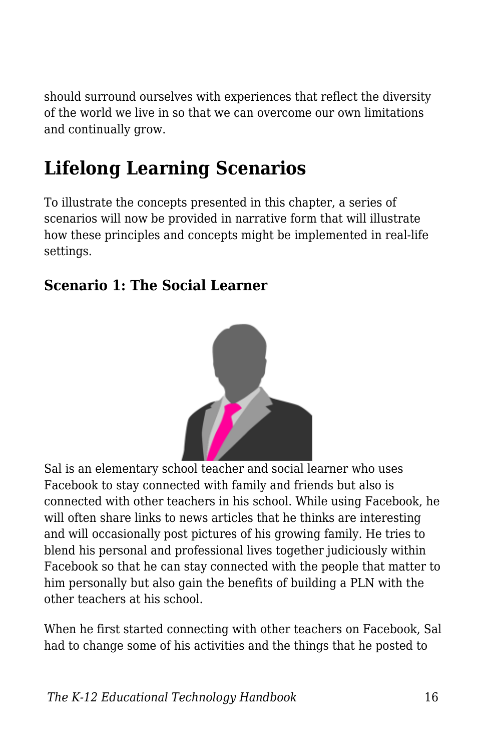should surround ourselves with experiences that reflect the diversity of the world we live in so that we can overcome our own limitations and continually grow.

## Lifelong Learning Scenarios

To illustrate the concepts presented in this chapter, a series of scenarios will now be provided in narrative form that will illustrate how these principles and concepts might be implemented in real-life settings.

### Scenario 1: The Social Learner

Sal is an elementary school teacher and social learner who uses Facebook to stay connected with family and friends but also is connected with other teachers in his school. While using Facebook, he will often share links to news articles that he thinks are interesting and will occasionally post pictures of his growing family. He tries to blend his personal and professional lives together judiciously within Facebook so that he can stay connected with the people that matter to him personally but also gain the benefits of building a PLN with the other teachers at his school.

When he first started connecting with other teachers on Facebook, Sal had to change some of his activities and the things that he posted to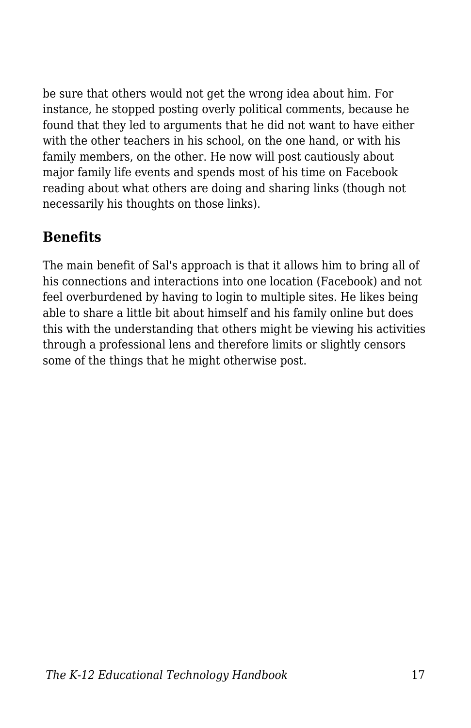be sure that others would not get the wrong idea about him. For instance, he stopped posting overly political comments, because he found that they led to arguments that he did not want to have either with the other teachers in his school, on the one hand, or with his family members, on the other. He now will post cautiously about major family life events and spends most of his time on Facebook reading about what others are doing and sharing links (though not necessarily his thoughts on those links).

## Benefits

The main benefit of Sal's approach is that it allows him to bring all of his connections and interactions into one location (Facebook) and not feel overburdened by having to login to multiple sites. He likes being able to share a little bit about himself and his family online but does this with the understanding that others might be viewing his activities through a professional lens and therefore limits or slightly censors some of the things that he might otherwise post.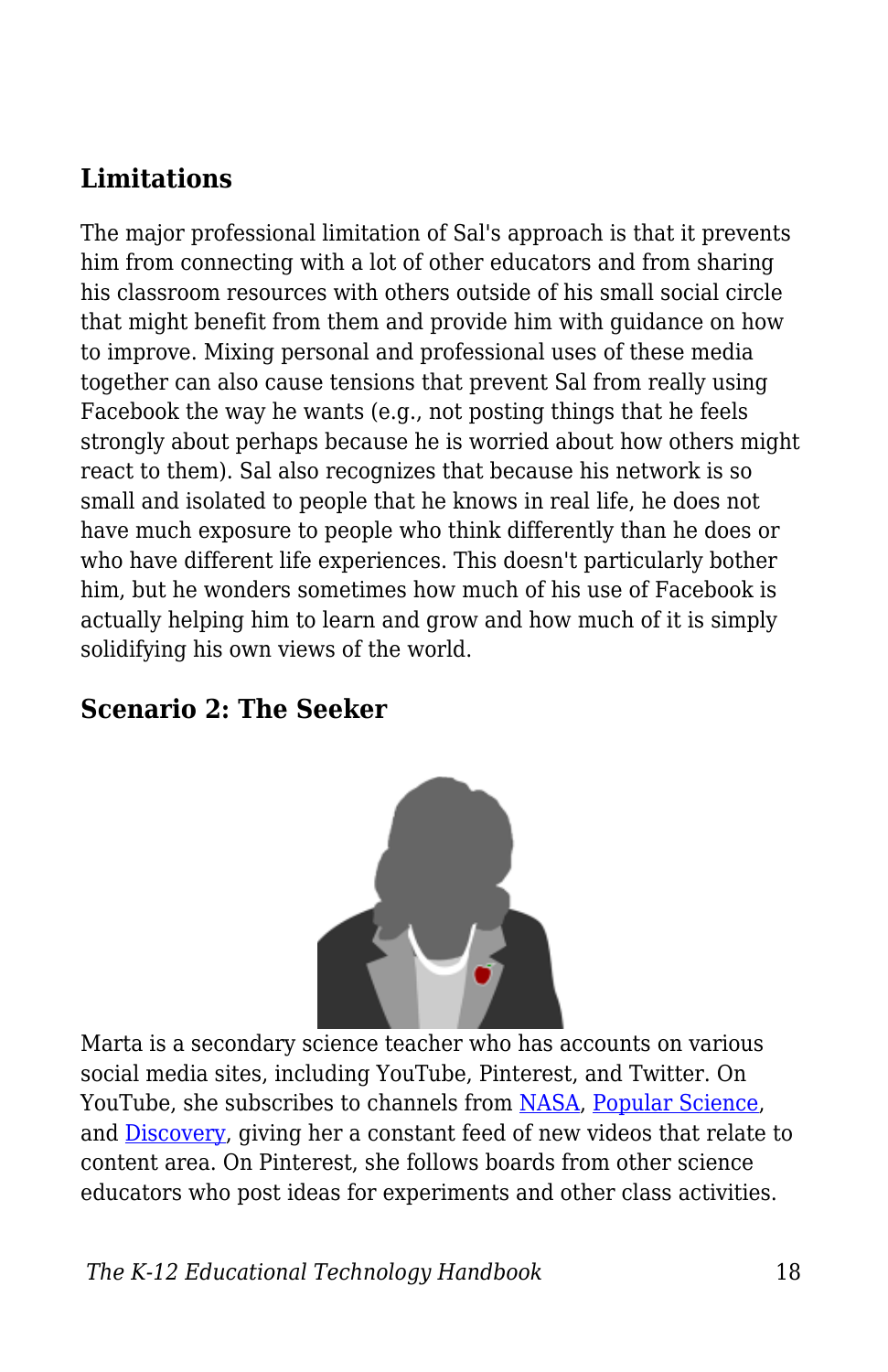## Limitations

The major professional limitation of Sal's approach is that it prevents him from connecting with a lot of other educators and from sharing his classroom resources with others outside of his small social circle that might benefit from them and provide him with guidance on how to improve. Mixing personal and professional uses of these media together can also cause tensions that prevent Sal from really using Facebook the way he wants (e.g., not posting things that he feels strongly about perhaps because he is worried about how others might react to them). Sal also recognizes that because his network is so small and isolated to people that he knows in real life, he does not have much exposure to people who think differently than he does or who have different life experiences. This doesn't particularly bother him, but he wonders sometimes how much of his use of Facebook is actually helping him to learn and grow and how much of it is simply solidifying his own views of the world.

### Scenario 2: The Seeker

Marta is a secondary science teacher who has accounts on various social media sites, including YouTube, Pinterest, and Twitter. On YouTube, she subscribes to channels from NASA, Popular Science, and Discovery, giving her a constant feed of new videos that relate to content area. On Pinterest, she follows boards from other science educators who post ideas for experiments and other class activities.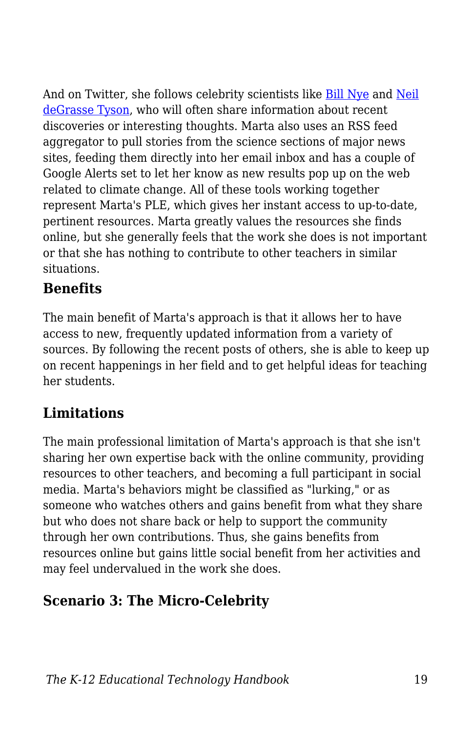And on Twitter, she follows celebrity scientists like [Bill Nye] and [Neil deGrasse Tyson], who will often share information about recent discoveries or interesting thoughts. Marta also uses an RSS feed aggregator to pull stories from the science sections of major news sites, feeding them directly into her email inbox and has a couple of Google Alerts set to let her know as new results pop up on the web related to climate change. All of these tools working together represent Marta's PLE, which gives her instant access to up-to-date, pertinent resources. Marta greatly values the resources she finds online, but she generally feels that the work she does is not important or that she has nothing to contribute to other teachers in similar situations.

### Benefits

The main benefit of Marta's approach is that it allows her to have access to new, frequently updated information from a variety of sources. By following the recent posts of others, she is able to keep up on recent happenings in her field and to get helpful ideas for teaching her students.

### Limitations

The main professional limitation of Marta's approach is that she isn't sharing her own expertise back with the online community, providing resources to other teachers, and becoming a full participant in social media. Marta's behaviors might be classified as "lurking," or as someone who watches others and gains benefit from what they share but who does not share back or help to support the community through her own contributions. Thus, she gains benefits from resources online but gains little social benefit from her activities and may feel undervalued in the work she does.

## Scenario 3: The Micro-Celebrity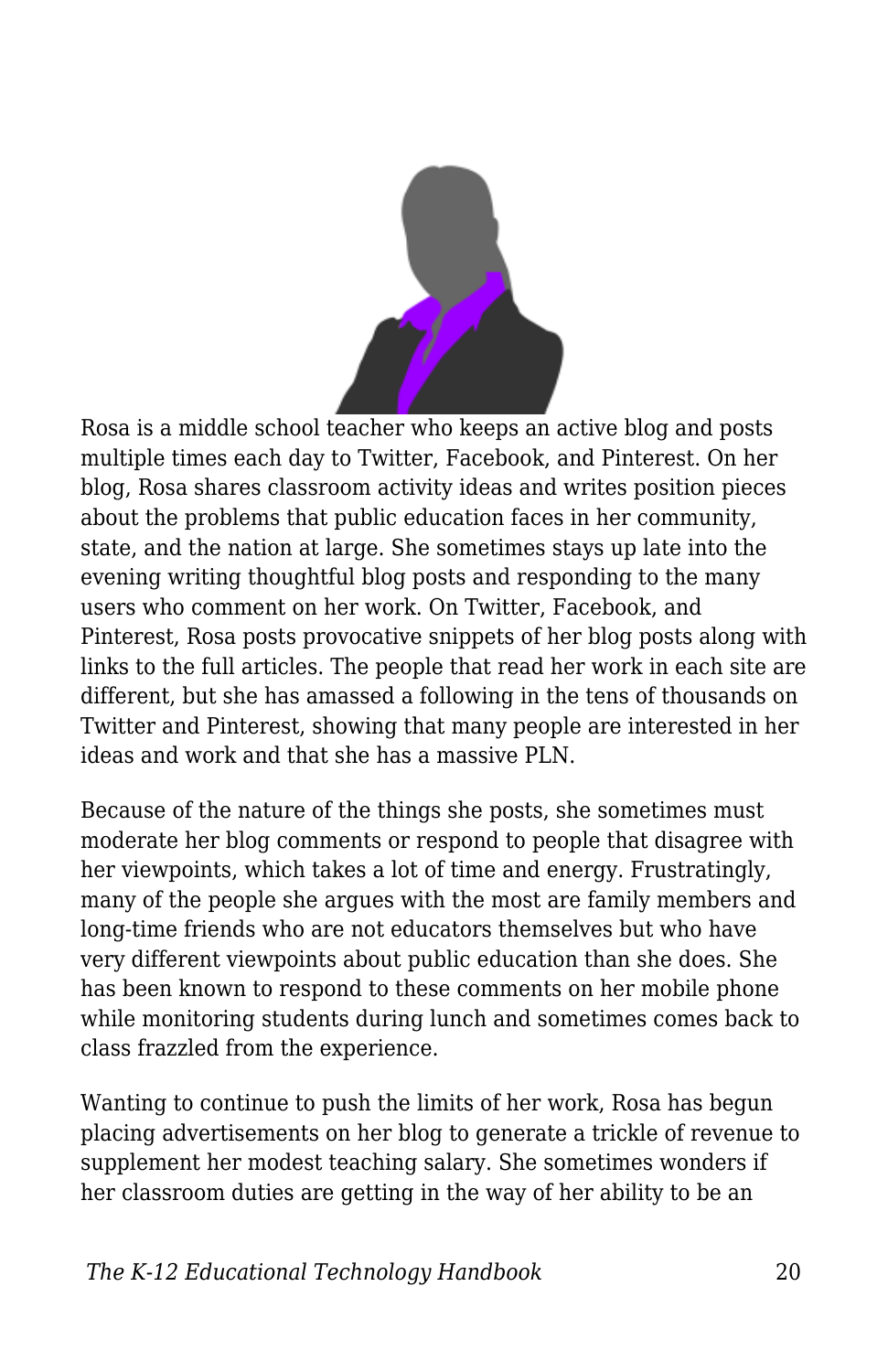Rosa is a middle school teacher who keeps an active blog and posts multiple times each day to Twitter, Facebook, and Pinterest. On her blog, Rosa shares classroom activity ideas and writes position pieces about the problems that public education faces in her community, state, and the nation at large. She sometimes stays up late into the evening writing thoughtful blog posts and responding to the many users who comment on her work. On Twitter, Facebook, and Pinterest, Rosa posts provocative snippets of her blog posts along with links to the full articles. The people that read her work in each site are different, but she has amassed a following in the tens of thousands on Twitter and Pinterest, showing that many people are interested in her ideas and work and that she has a massive PLN.

Because of the nature of the things she posts, she sometimes must moderate her blog comments or respond to people that disagree with her viewpoints, which takes a lot of time and energy. Frustratingly, many of the people she argues with the most are family members and long-time friends who are not educators themselves but who have very different viewpoints about public education than she does. She has been known to respond to these comments on her mobile phone while monitoring students during lunch and sometimes comes back to class frazzled from the experience.

Wanting to continue to push the limits of her work, Rosa has begun placing advertisements on her blog to generate a trickle of revenue to supplement her modest teaching salary. She sometimes wonders if her classroom duties are getting in the way of her ability to be an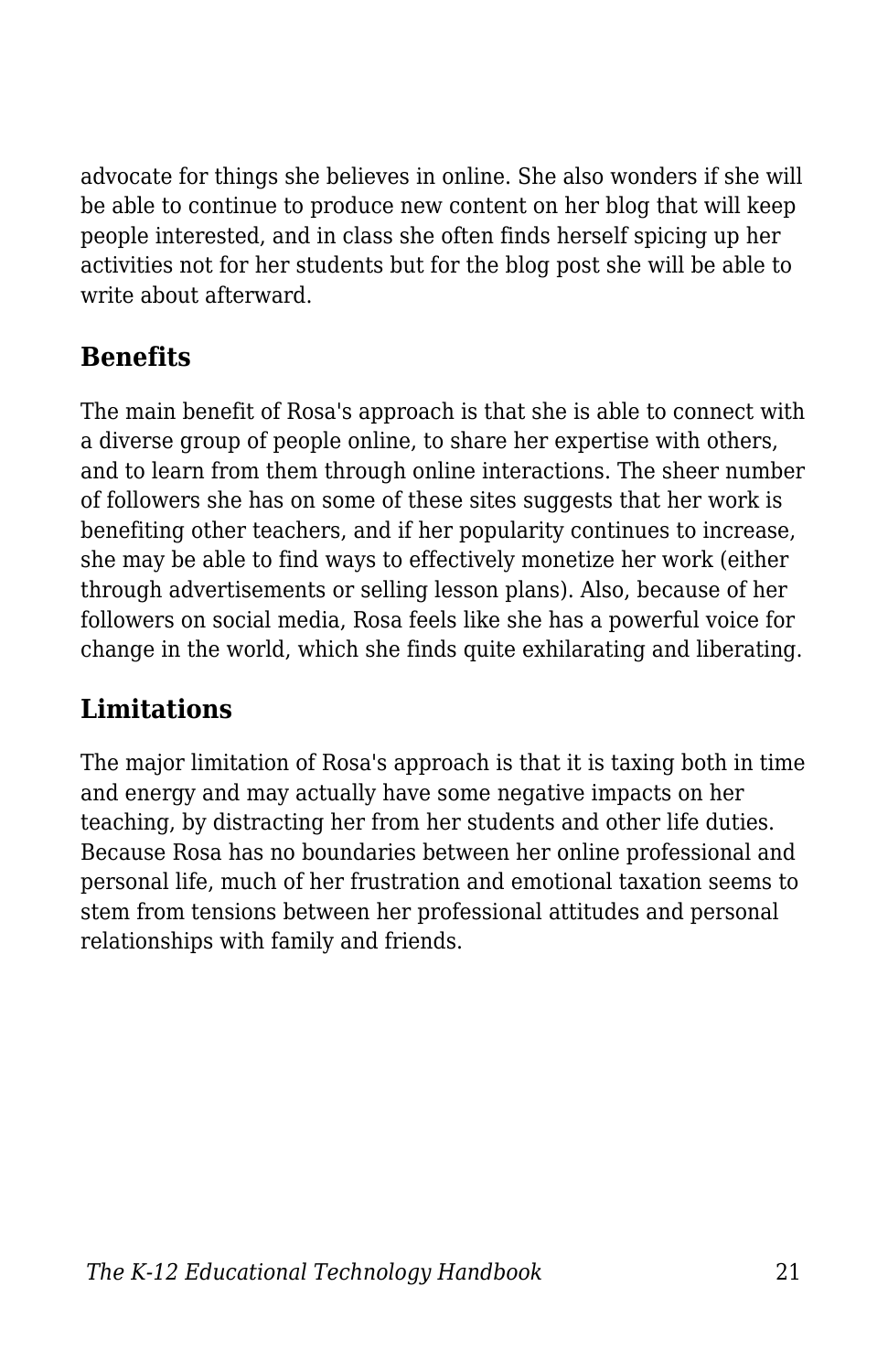advocate for things she believes in online. She also wonders if she will be able to continue to produce new content on her blog that will keep people interested, and in class she often finds herself spicing up her activities not for her students but for the blog post she will be able to write about afterward.

## Benefits

The main benefit of Rosa's approach is that she is able to connect with a diverse group of people online, to share her expertise with others, and to learn from them through online interactions. The sheer number of followers she has on some of these sites suggests that her work is benefiting other teachers, and if her popularity continues to increase, she may be able to find ways to effectively monetize her work (either through advertisements or selling lesson plans). Also, because of her followers on social media, Rosa feels like she has a powerful voice for change in the world, which she finds quite exhilarating and liberating.

## Limitations

The major limitation of Rosa's approach is that it is taxing both in time and energy and may actually have some negative impacts on her teaching, by distracting her from her students and other life duties. Because Rosa has no boundaries between her online professional and personal life, much of her frustration and emotional taxation seems to stem from tensions between her professional attitudes and personal relationships with family and friends.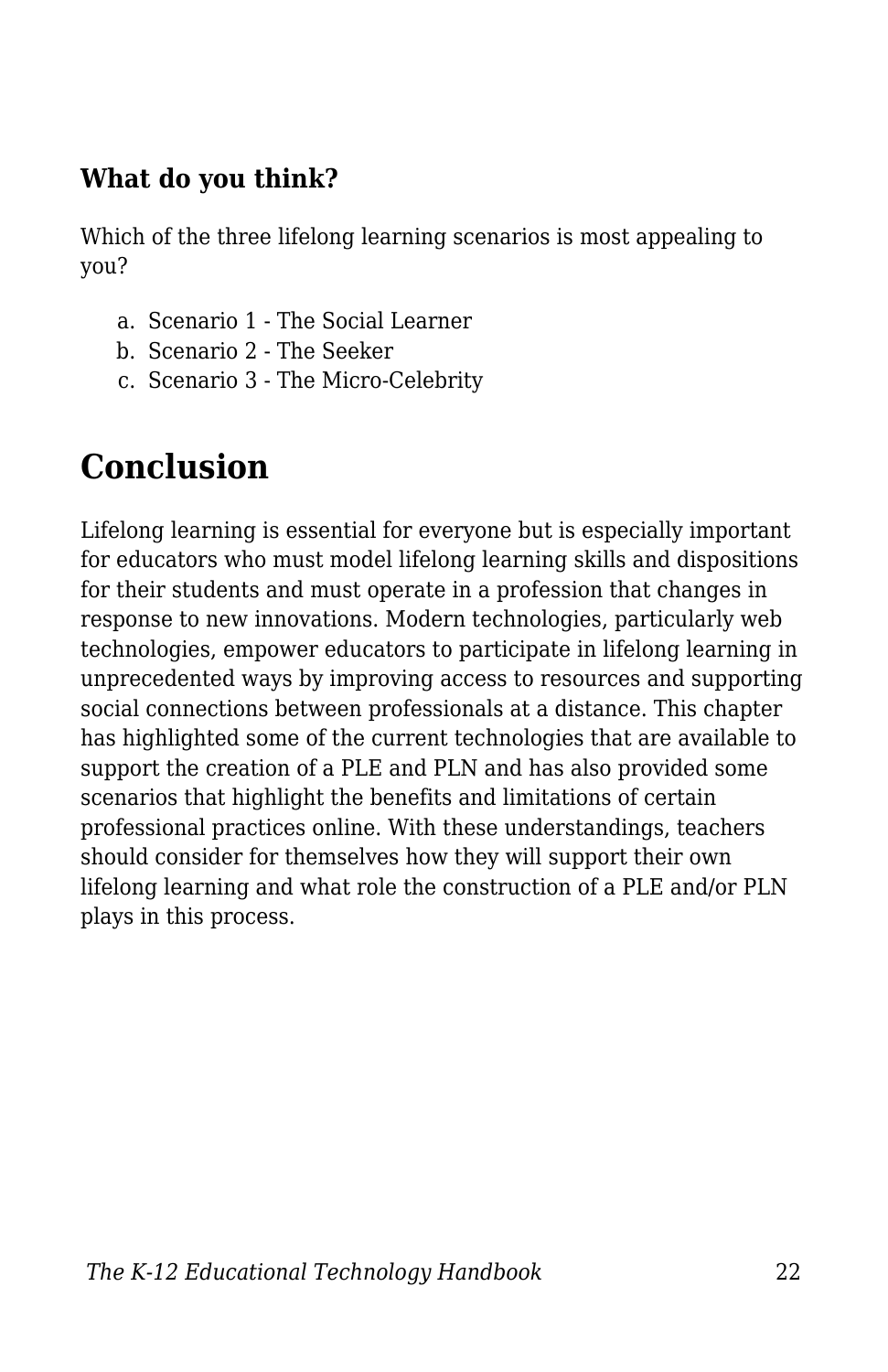### What do you think?

Which of the three lifelong learning scenarios is most appealing to you?

a. Scenario 1 - The Social Learner
b. Scenario 2 - The Seeker
c. Scenario 3 - The Micro-Celebrity

## Conclusion

Lifelong learning is essential for everyone but is especially important for educators who must model lifelong learning skills and dispositions for their students and must operate in a profession that changes in response to new innovations. Modern technologies, particularly web technologies, empower educators to participate in lifelong learning in unprecedented ways by improving access to resources and supporting social connections between professionals at a distance. This chapter has highlighted some of the current technologies that are available to support the creation of a PLE and PLN and has also provided some scenarios that highlight the benefits and limitations of certain professional practices online. With these understandings, teachers should consider for themselves how they will support their own lifelong learning and what role the construction of a PLE and/or PLN plays in this process.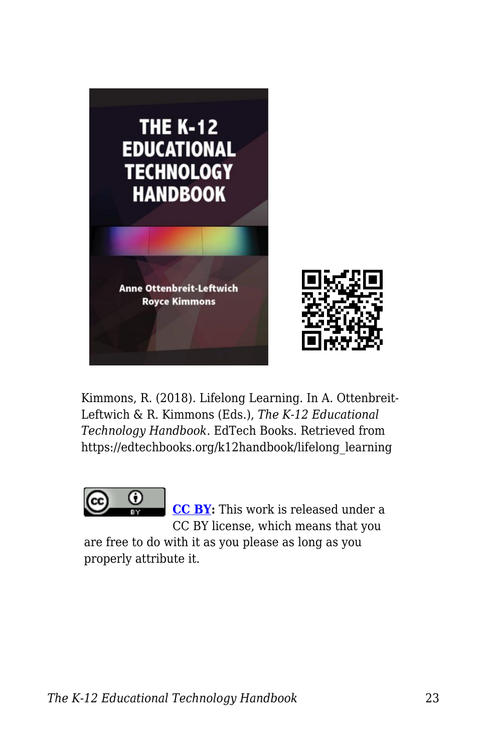Kimmons, R. (2018). Lifelong Learning. In A. Ottenbreit-Leftwich & R. Kimmons (Eds.), *The K-12 Educational Technology Handbook*. EdTech Books. Retrieved from https://edtechbooks.org/k12handbook/lifelong_learning

**CC BY:** This work is released under a CC BY license, which means that you are free to do with it as you please as long as you properly attribute it.